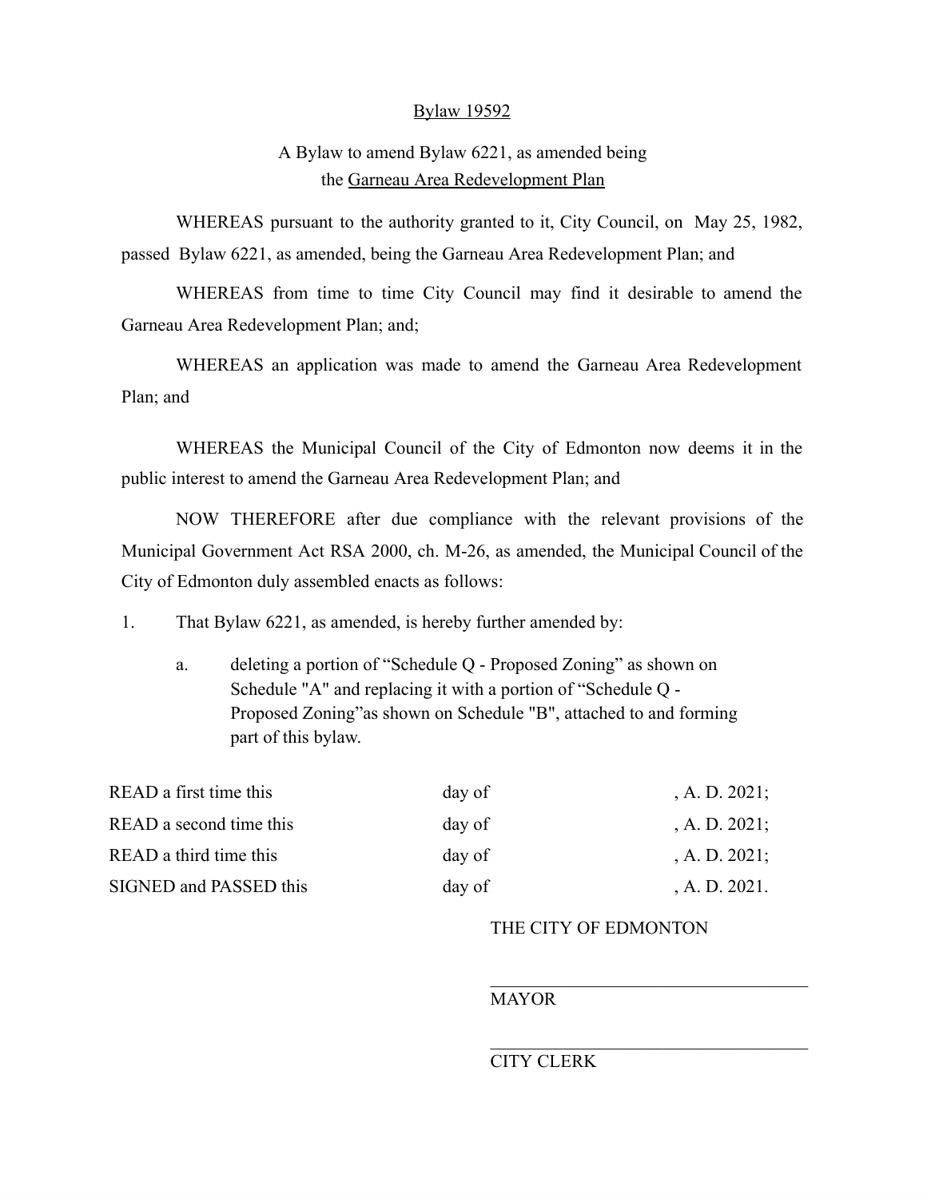# Bylaw 19592

A Bylaw to amend Bylaw 6221, as amended being
the Garneau Area Redevelopment Plan

WHEREAS pursuant to the authority granted to it, City Council, on May 25, 1982, passed Bylaw 6221, as amended, being the Garneau Area Redevelopment Plan; and

WHEREAS from time to time City Council may find it desirable to amend the Garneau Area Redevelopment Plan; and;

WHEREAS an application was made to amend the Garneau Area Redevelopment Plan; and

WHEREAS the Municipal Council of the City of Edmonton now deems it in the public interest to amend the Garneau Area Redevelopment Plan; and

NOW THEREFORE after due compliance with the relevant provisions of the Municipal Government Act RSA 2000, ch. M-26, as amended, the Municipal Council of the City of Edmonton duly assembled enacts as follows:

1. That Bylaw 6221, as amended, is hereby further amended by:

   a. deleting a portion of "Schedule Q - Proposed Zoning" as shown on Schedule "A" and replacing it with a portion of "Schedule Q - Proposed Zoning"as shown on Schedule "B", attached to and forming part of this bylaw.

| | | |
|---|---|---|
| READ a first time this | day of | , A. D. 2021; |
| READ a second time this | day of | , A. D. 2021; |
| READ a third time this | day of | , A. D. 2021; |
| SIGNED and PASSED this | day of | , A. D. 2021. |

THE CITY OF EDMONTON

\_\_\_\_\_\_\_\_\_\_\_\_\_\_\_\_\_\_\_\_\_\_\_\_\_\_\_\_\_\_\_\_\_\_\_\_

MAYOR

\_\_\_\_\_\_\_\_\_\_\_\_\_\_\_\_\_\_\_\_\_\_\_\_\_\_\_\_\_\_\_\_\_\_\_\_

CITY CLERK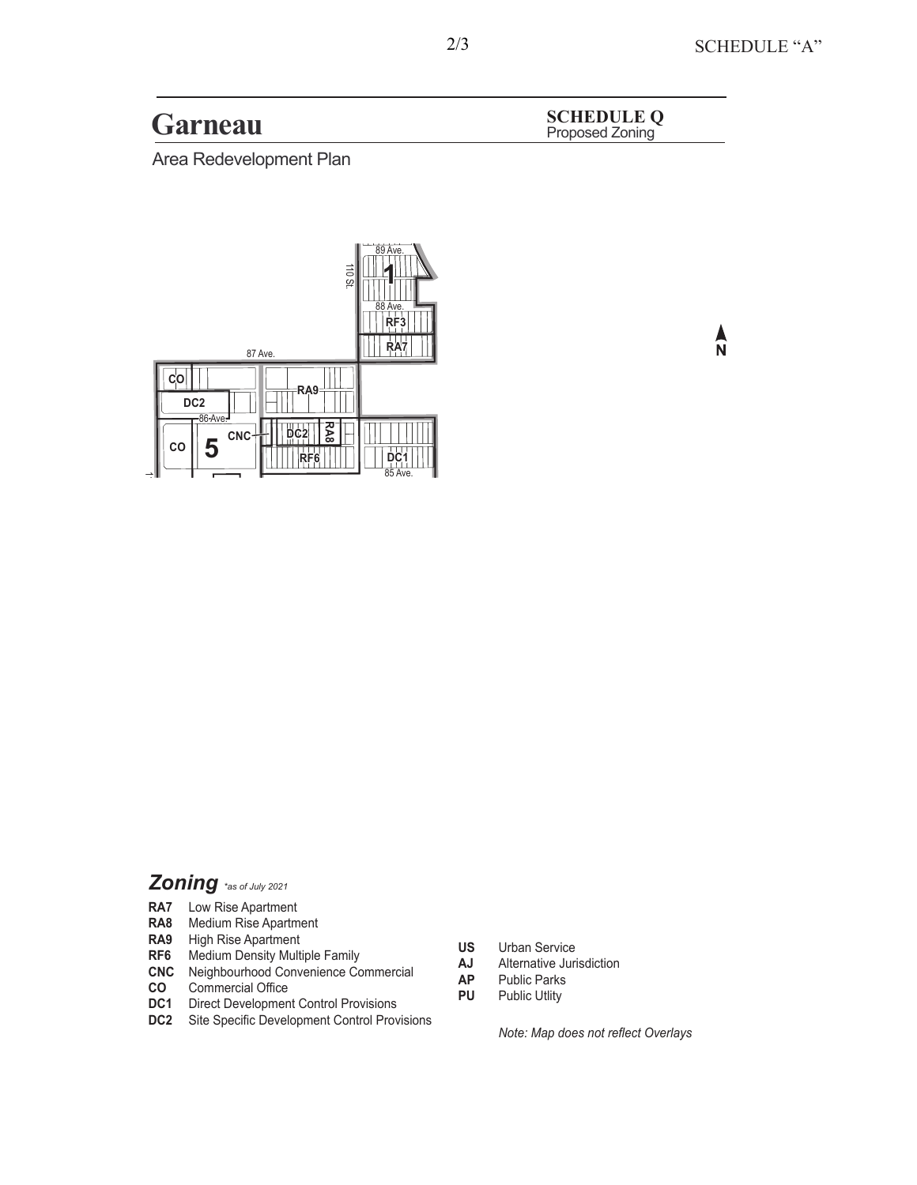# Garneau

## SCHEDULE Q

Proposed Zoning

Area Redevelopment Plan

89 Ave.

110 St.

1

88 Ave.

RF3

RA7

87 Ave.

CO

RA9

DC2

86 Ave.

CO

5

CNC

DC2

RA8

RF6

DC1

85 Ave.

N

## *Zoning* *\*as of July 2021*

**RA7** Low Rise Apartment
**RA8** Medium Rise Apartment
**RA9** High Rise Apartment
**RF6** Medium Density Multiple Family
**CNC** Neighbourhood Convenience Commercial
**CO** Commercial Office
**DC1** Direct Development Control Provisions
**DC2** Site Specific Development Control Provisions

**US** Urban Service
**AJ** Alternative Jurisdiction
**AP** Public Parks
**PU** Public Utlity

*Note: Map does not reflect Overlays*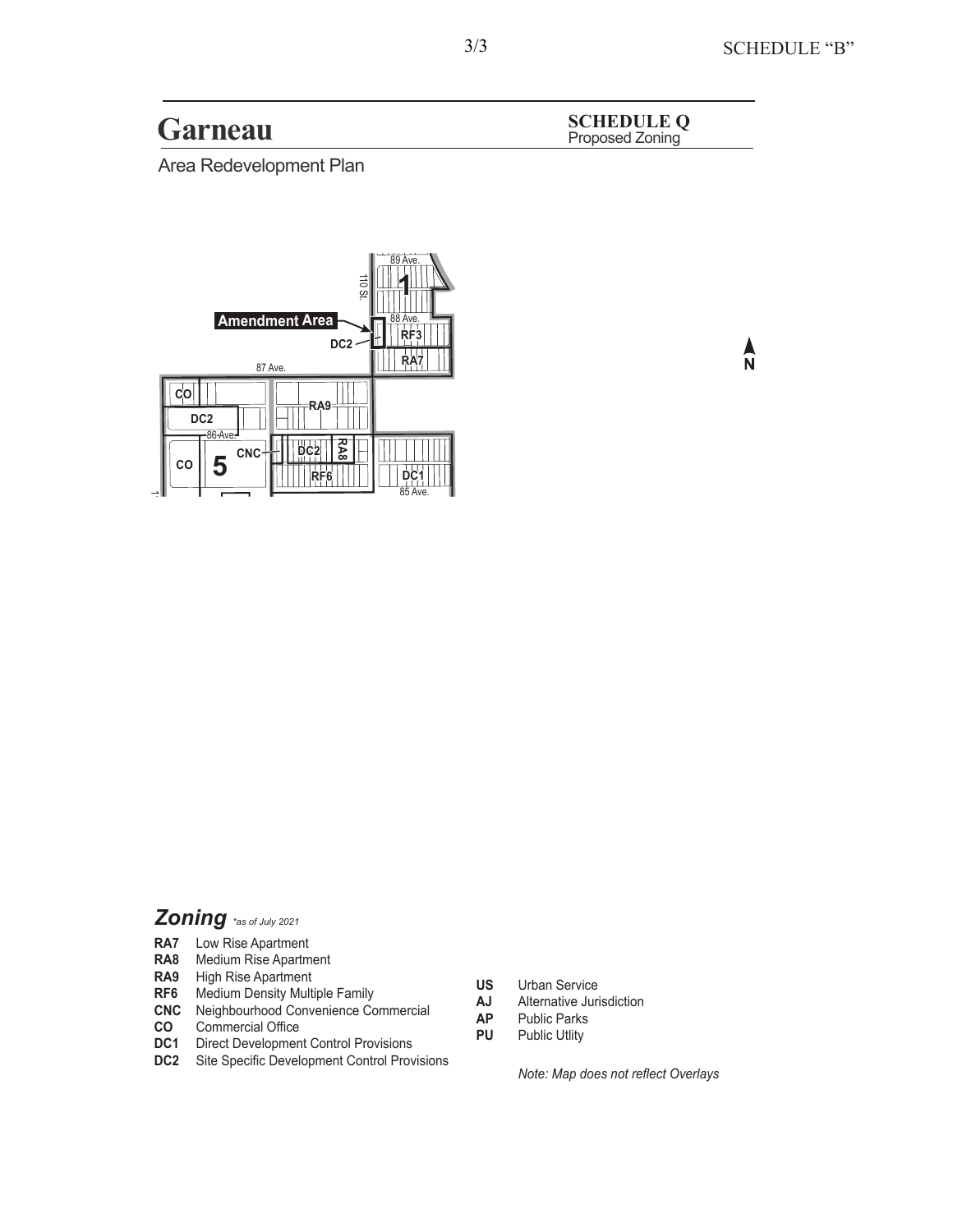# Garneau

Area Redevelopment Plan

**SCHEDULE Q**
Proposed Zoning

89 Ave.
110 St.
1
Amendment Area
88 Ave.
DC2
RF3
RA7
87 Ave.
CO
RA9
DC2
86 Ave.
CNC
DC2
RA8
CO
5
RF6
DC1
85 Ave.
N

## *Zoning* *\*as of July 2021*

**RA7** Low Rise Apartment
**RA8** Medium Rise Apartment
**RA9** High Rise Apartment
**RF6** Medium Density Multiple Family
**CNC** Neighbourhood Convenience Commercial
**CO** Commercial Office
**DC1** Direct Development Control Provisions
**DC2** Site Specific Development Control Provisions

**US** Urban Service
**AJ** Alternative Jurisdiction
**AP** Public Parks
**PU** Public Utlity

*Note: Map does not reflect Overlays*